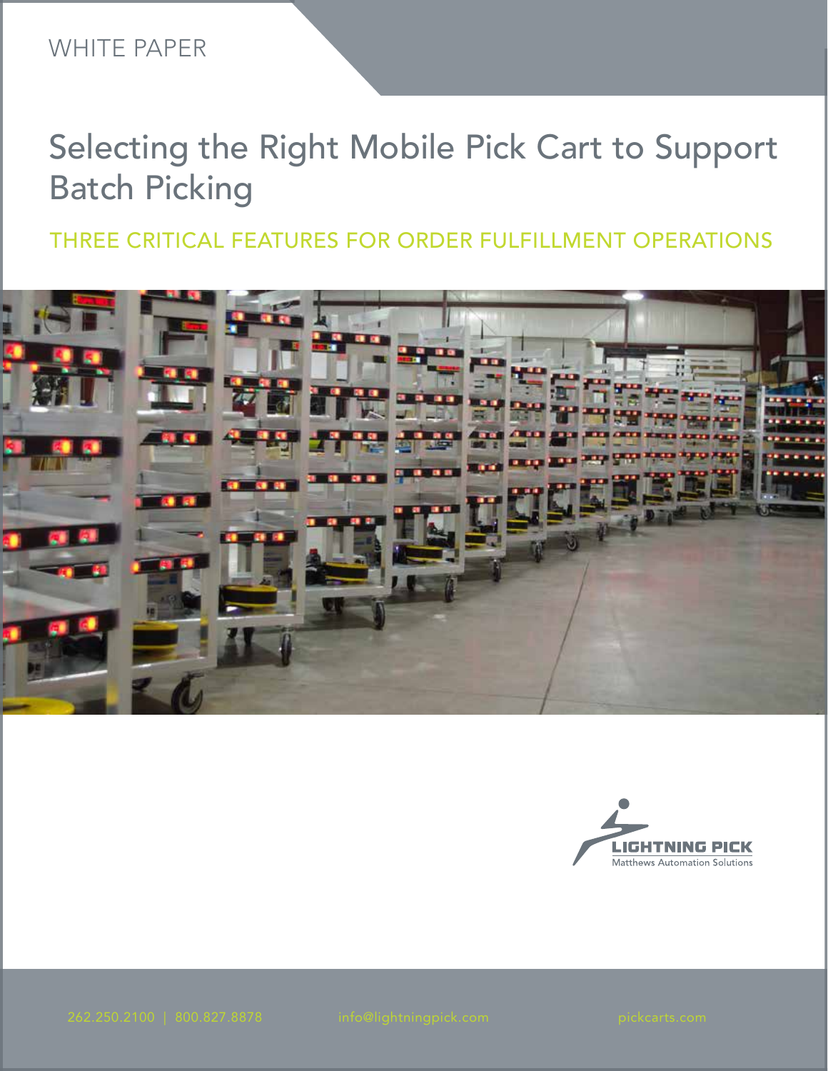WHITE PAPER

# Selecting the Right Mobile Pick Cart to Support Batch Picking

## THREE CRITICAL FEATURES FOR ORDER FULFILLMENT OPERATIONS

LIGHTNING PICK
Matthews Automation Solutions

262.250.2100 | 800.827.8878    info@lightningpick.com    pickcarts.com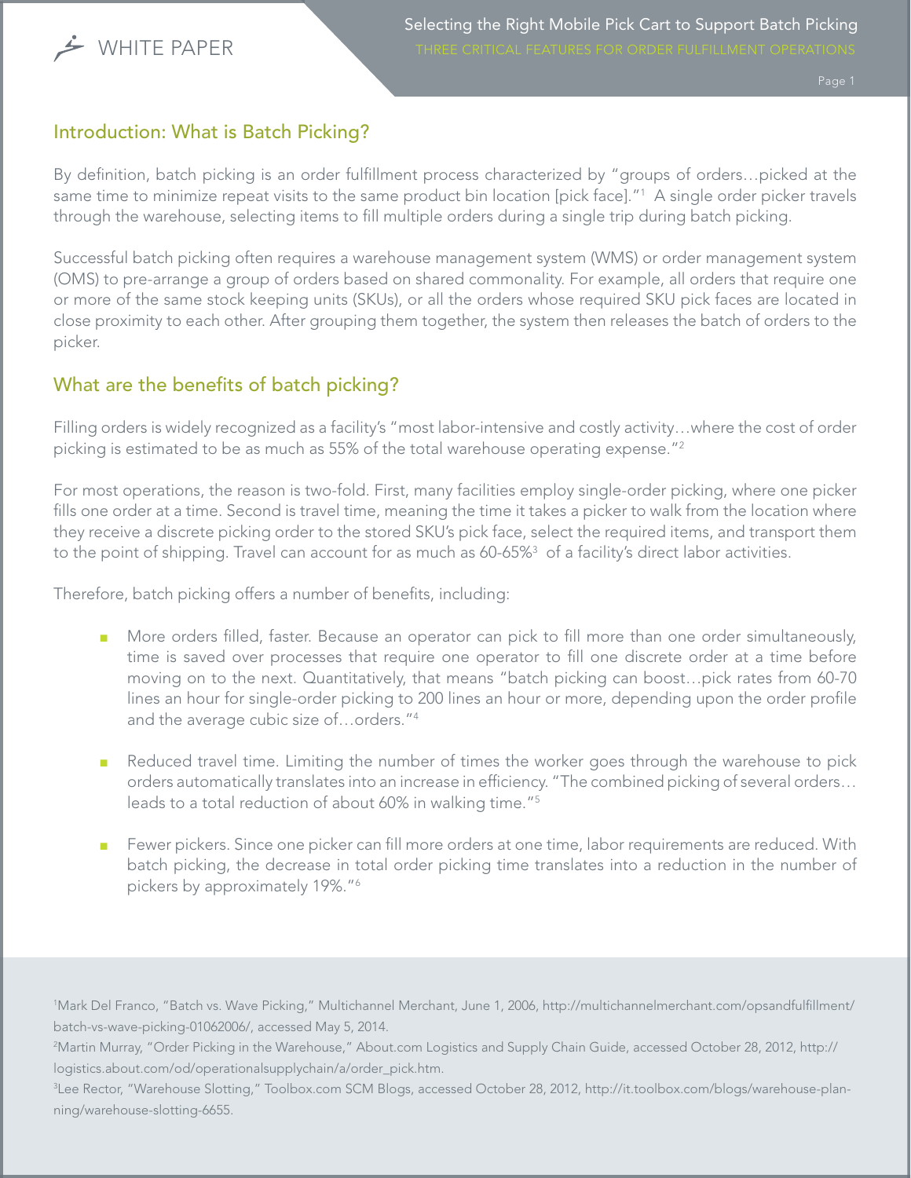## Introduction: What is Batch Picking?

By definition, batch picking is an order fulfillment process characterized by "groups of orders…picked at the same time to minimize repeat visits to the same product bin location [pick face]."[1] A single order picker travels through the warehouse, selecting items to fill multiple orders during a single trip during batch picking.

Successful batch picking often requires a warehouse management system (WMS) or order management system (OMS) to pre-arrange a group of orders based on shared commonality. For example, all orders that require one or more of the same stock keeping units (SKUs), or all the orders whose required SKU pick faces are located in close proximity to each other. After grouping them together, the system then releases the batch of orders to the picker.

## What are the benefits of batch picking?

Filling orders is widely recognized as a facility's "most labor-intensive and costly activity…where the cost of order picking is estimated to be as much as 55% of the total warehouse operating expense."[2]

For most operations, the reason is two-fold. First, many facilities employ single-order picking, where one picker fills one order at a time. Second is travel time, meaning the time it takes a picker to walk from the location where they receive a discrete picking order to the stored SKU's pick face, select the required items, and transport them to the point of shipping. Travel can account for as much as 60-65%[3] of a facility's direct labor activities.

Therefore, batch picking offers a number of benefits, including:

- More orders filled, faster. Because an operator can pick to fill more than one order simultaneously, time is saved over processes that require one operator to fill one discrete order at a time before moving on to the next. Quantitatively, that means "batch picking can boost…pick rates from 60-70 lines an hour for single-order picking to 200 lines an hour or more, depending upon the order profile and the average cubic size of…orders."[4]
- Reduced travel time. Limiting the number of times the worker goes through the warehouse to pick orders automatically translates into an increase in efficiency. "The combined picking of several orders…leads to a total reduction of about 60% in walking time."[5]
- Fewer pickers. Since one picker can fill more orders at one time, labor requirements are reduced. With batch picking, the decrease in total order picking time translates into a reduction in the number of pickers by approximately 19%."[6]

[1]Mark Del Franco, "Batch vs. Wave Picking," Multichannel Merchant, June 1, 2006, http://multichannelmerchant.com/opsandfulfillment/batch-vs-wave-picking-01062006/, accessed May 5, 2014.

[2]Martin Murray, "Order Picking in the Warehouse," About.com Logistics and Supply Chain Guide, accessed October 28, 2012, http://logistics.about.com/od/operationalsupplychain/a/order_pick.htm.

[3]Lee Rector, "Warehouse Slotting," Toolbox.com SCM Blogs, accessed October 28, 2012, http://it.toolbox.com/blogs/warehouse-planning/warehouse-slotting-6655.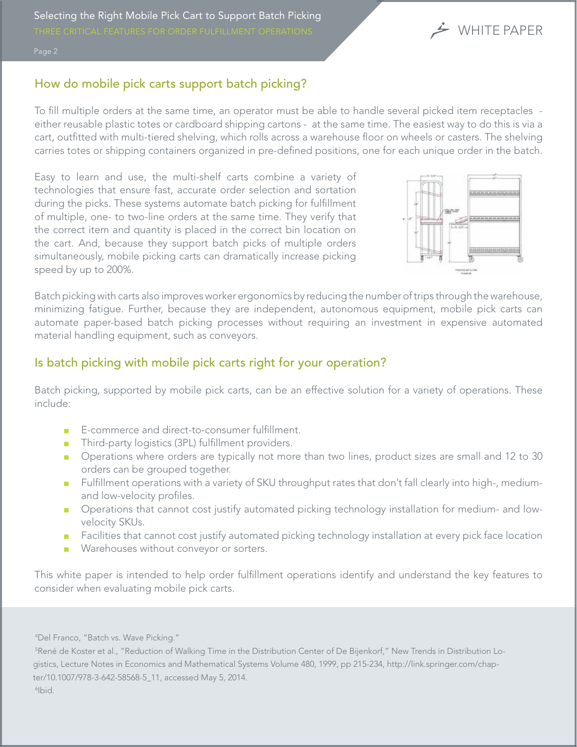## How do mobile pick carts support batch picking?

To fill multiple orders at the same time, an operator must be able to handle several picked item receptacles - either reusable plastic totes or cardboard shipping cartons - at the same time. The easiest way to do this is via a cart, outfitted with multi-tiered shelving, which rolls across a warehouse floor on wheels or casters. The shelving carries totes or shipping containers organized in pre-defined positions, one for each unique order in the batch.

Easy to learn and use, the multi-shelf carts combine a variety of technologies that ensure fast, accurate order selection and sortation during the picks. These systems automate batch picking for fulfillment of multiple, one- to two-line orders at the same time. They verify that the correct item and quantity is placed in the correct bin location on the cart. And, because they support batch picks of multiple orders simultaneously, mobile picking carts can dramatically increase picking speed by up to 200%.

Batch picking with carts also improves worker ergonomics by reducing the number of trips through the warehouse, minimizing fatigue. Further, because they are independent, autonomous equipment, mobile pick carts can automate paper-based batch picking processes without requiring an investment in expensive automated material handling equipment, such as conveyors.

## Is batch picking with mobile pick carts right for your operation?

Batch picking, supported by mobile pick carts, can be an effective solution for a variety of operations. These include:

- E-commerce and direct-to-consumer fulfillment.
- Third-party logistics (3PL) fulfillment providers.
- Operations where orders are typically not more than two lines, product sizes are small and 12 to 30 orders can be grouped together.
- Fulfillment operations with a variety of SKU throughput rates that don't fall clearly into high-, medium- and low-velocity profiles.
- Operations that cannot cost justify automated picking technology installation for medium- and low-velocity SKUs.
- Facilities that cannot cost justify automated picking technology installation at every pick face location
- Warehouses without conveyor or sorters.

This white paper is intended to help order fulfillment operations identify and understand the key features to consider when evaluating mobile pick carts.

[4]Del Franco, "Batch vs. Wave Picking."

[5]René de Koster et al., "Reduction of Walking Time in the Distribution Center of De Bijenkorf," New Trends in Distribution Logistics, Lecture Notes in Economics and Mathematical Systems Volume 480, 1999, pp 215-234, http://link.springer.com/chapter/10.1007/978-3-642-58568-5_11, accessed May 5, 2014.

[6]Ibid.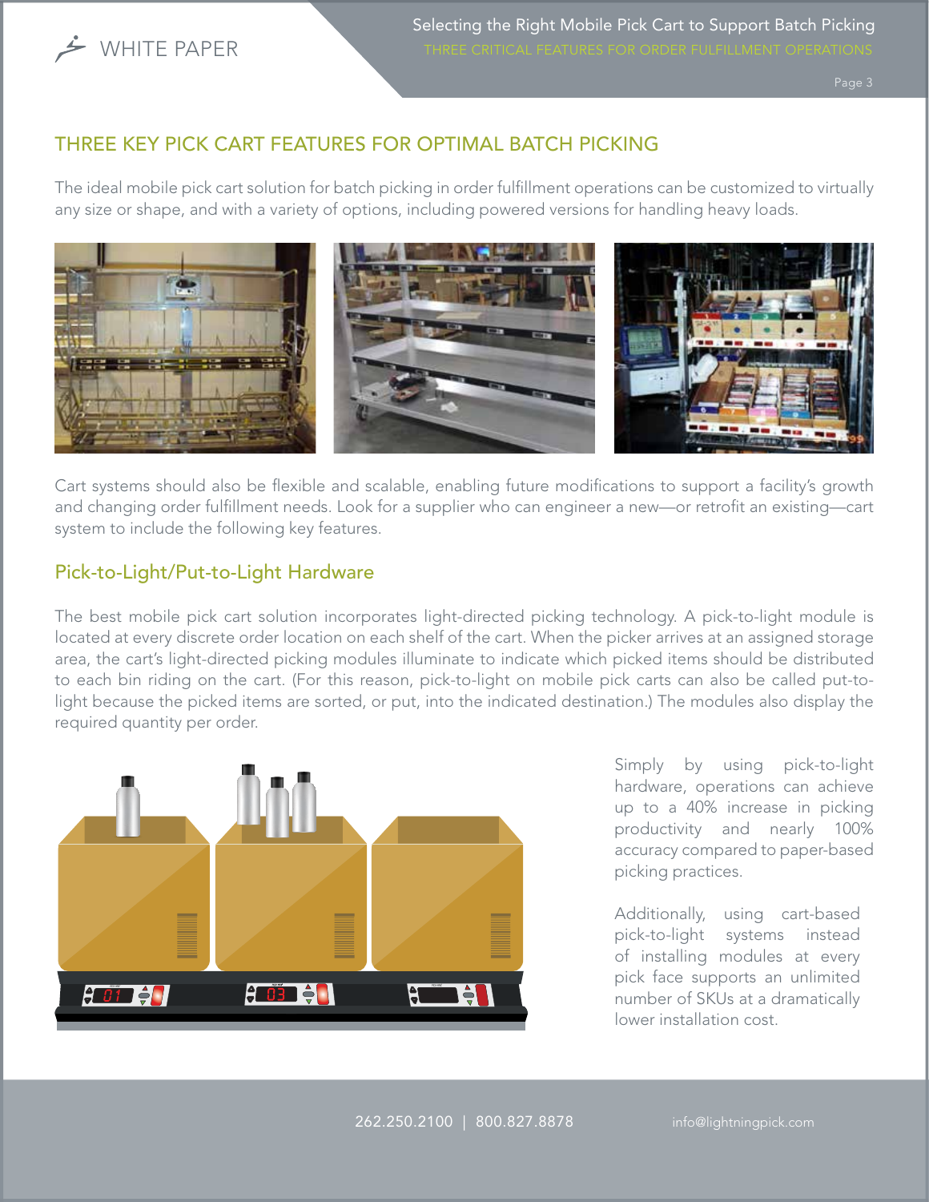## THREE KEY PICK CART FEATURES FOR OPTIMAL BATCH PICKING

The ideal mobile pick cart solution for batch picking in order fulfillment operations can be customized to virtually any size or shape, and with a variety of options, including powered versions for handling heavy loads.

Cart systems should also be flexible and scalable, enabling future modifications to support a facility's growth and changing order fulfillment needs. Look for a supplier who can engineer a new—or retrofit an existing—cart system to include the following key features.

### Pick-to-Light/Put-to-Light Hardware

The best mobile pick cart solution incorporates light-directed picking technology. A pick-to-light module is located at every discrete order location on each shelf of the cart. When the picker arrives at an assigned storage area, the cart's light-directed picking modules illuminate to indicate which picked items should be distributed to each bin riding on the cart. (For this reason, pick-to-light on mobile pick carts can also be called put-to-light because the picked items are sorted, or put, into the indicated destination.) The modules also display the required quantity per order.

Simply by using pick-to-light hardware, operations can achieve up to a 40% increase in picking productivity and nearly 100% accuracy compared to paper-based picking practices.

Additionally, using cart-based pick-to-light systems instead of installing modules at every pick face supports an unlimited number of SKUs at a dramatically lower installation cost.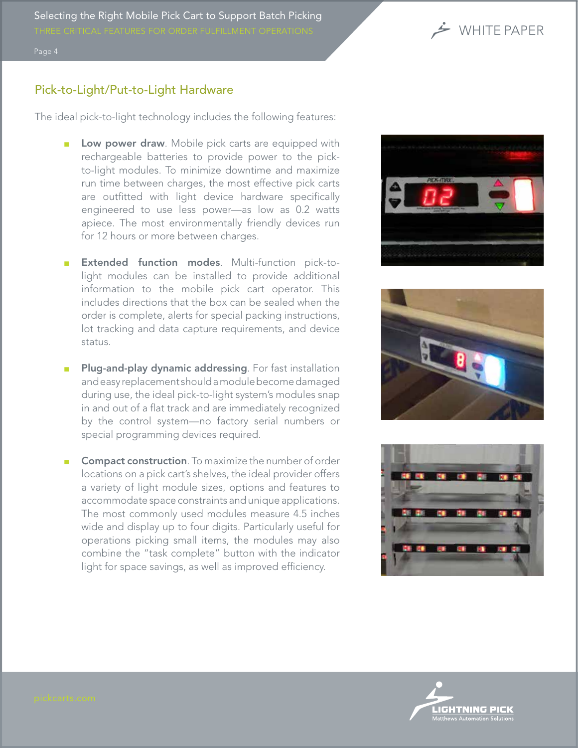## Pick-to-Light/Put-to-Light Hardware

The ideal pick-to-light technology includes the following features:

- **Low power draw**. Mobile pick carts are equipped with rechargeable batteries to provide power to the pick-to-light modules. To minimize downtime and maximize run time between charges, the most effective pick carts are outfitted with light device hardware specifically engineered to use less power—as low as 0.2 watts apiece. The most environmentally friendly devices run for 12 hours or more between charges.

- **Extended function modes**. Multi-function pick-to-light modules can be installed to provide additional information to the mobile pick cart operator. This includes directions that the box can be sealed when the order is complete, alerts for special packing instructions, lot tracking and data capture requirements, and device status.

- **Plug-and-play dynamic addressing**. For fast installation and easy replacement should a module become damaged during use, the ideal pick-to-light system's modules snap in and out of a flat track and are immediately recognized by the control system—no factory serial numbers or special programming devices required.

- **Compact construction**. To maximize the number of order locations on a pick cart's shelves, the ideal provider offers a variety of light module sizes, options and features to accommodate space constraints and unique applications. The most commonly used modules measure 4.5 inches wide and display up to four digits. Particularly useful for operations picking small items, the modules may also combine the "task complete" button with the indicator light for space savings, as well as improved efficiency.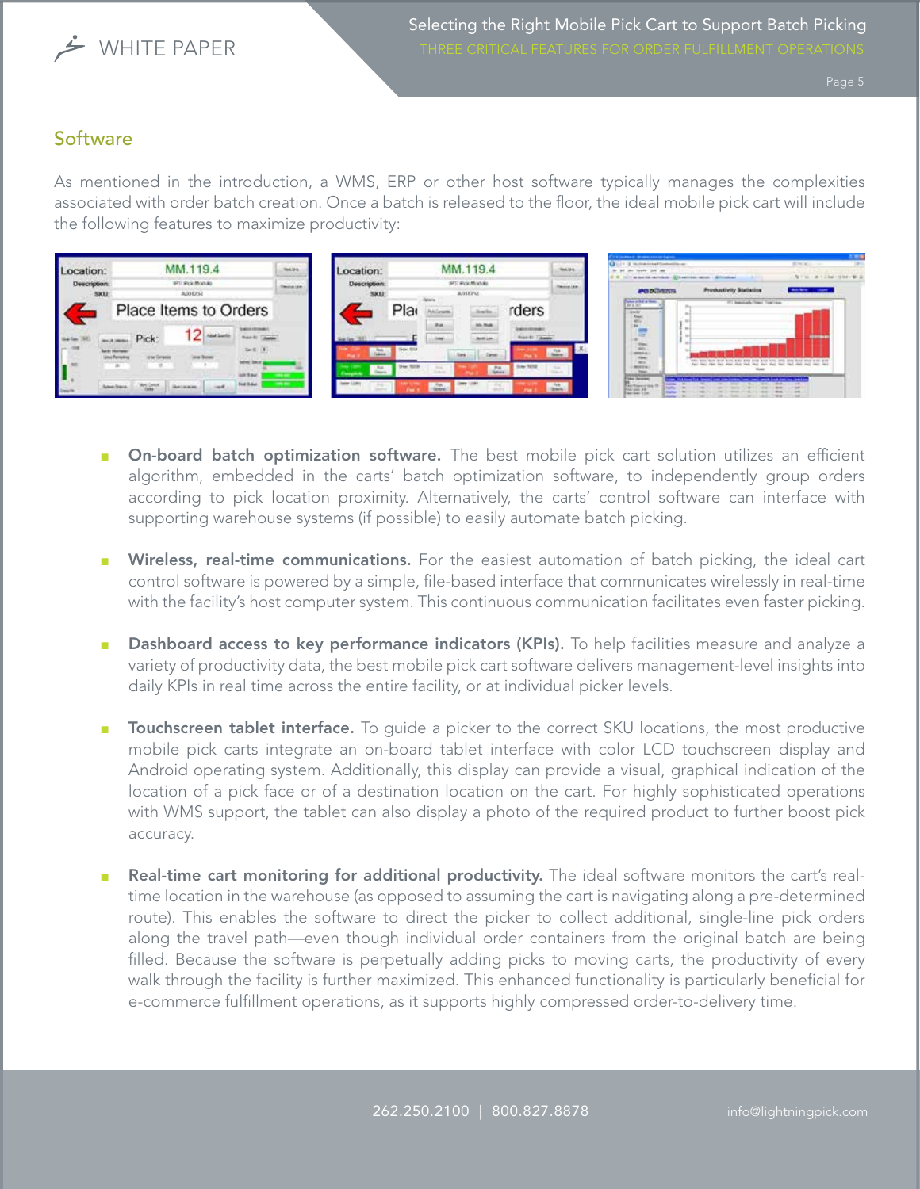## Software

As mentioned in the introduction, a WMS, ERP or other host software typically manages the complexities associated with order batch creation. Once a batch is released to the floor, the ideal mobile pick cart will include the following features to maximize productivity:

- **On-board batch optimization software.** The best mobile pick cart solution utilizes an efficient algorithm, embedded in the carts' batch optimization software, to independently group orders according to pick location proximity. Alternatively, the carts' control software can interface with supporting warehouse systems (if possible) to easily automate batch picking.

- **Wireless, real-time communications.** For the easiest automation of batch picking, the ideal cart control software is powered by a simple, file-based interface that communicates wirelessly in real-time with the facility's host computer system. This continuous communication facilitates even faster picking.

- **Dashboard access to key performance indicators (KPIs).** To help facilities measure and analyze a variety of productivity data, the best mobile pick cart software delivers management-level insights into daily KPIs in real time across the entire facility, or at individual picker levels.

- **Touchscreen tablet interface.** To guide a picker to the correct SKU locations, the most productive mobile pick carts integrate an on-board tablet interface with color LCD touchscreen display and Android operating system. Additionally, this display can provide a visual, graphical indication of the location of a pick face or of a destination location on the cart. For highly sophisticated operations with WMS support, the tablet can also display a photo of the required product to further boost pick accuracy.

- **Real-time cart monitoring for additional productivity.** The ideal software monitors the cart's real-time location in the warehouse (as opposed to assuming the cart is navigating along a pre-determined route). This enables the software to direct the picker to collect additional, single-line pick orders along the travel path—even though individual order containers from the original batch are being filled. Because the software is perpetually adding picks to moving carts, the productivity of every walk through the facility is further maximized. This enhanced functionality is particularly beneficial for e-commerce fulfillment operations, as it supports highly compressed order-to-delivery time.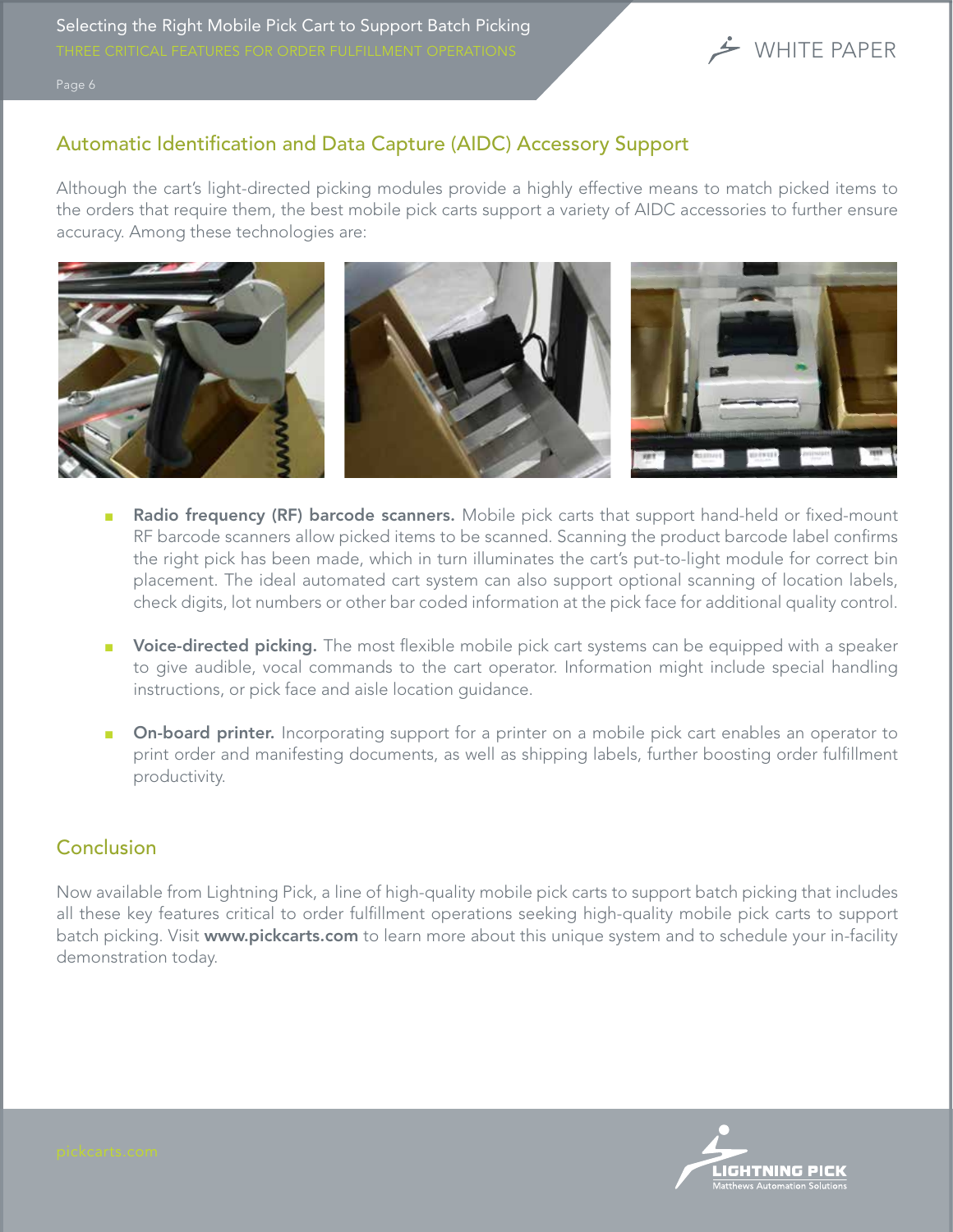## Automatic Identification and Data Capture (AIDC) Accessory Support

Although the cart's light-directed picking modules provide a highly effective means to match picked items to the orders that require them, the best mobile pick carts support a variety of AIDC accessories to further ensure accuracy. Among these technologies are:

- **Radio frequency (RF) barcode scanners.** Mobile pick carts that support hand-held or fixed-mount RF barcode scanners allow picked items to be scanned. Scanning the product barcode label confirms the right pick has been made, which in turn illuminates the cart's put-to-light module for correct bin placement. The ideal automated cart system can also support optional scanning of location labels, check digits, lot numbers or other bar coded information at the pick face for additional quality control.

- **Voice-directed picking.** The most flexible mobile pick cart systems can be equipped with a speaker to give audible, vocal commands to the cart operator. Information might include special handling instructions, or pick face and aisle location guidance.

- **On-board printer.** Incorporating support for a printer on a mobile pick cart enables an operator to print order and manifesting documents, as well as shipping labels, further boosting order fulfillment productivity.

## Conclusion

Now available from Lightning Pick, a line of high-quality mobile pick carts to support batch picking that includes all these key features critical to order fulfillment operations seeking high-quality mobile pick carts to support batch picking. Visit **www.pickcarts.com** to learn more about this unique system and to schedule your in-facility demonstration today.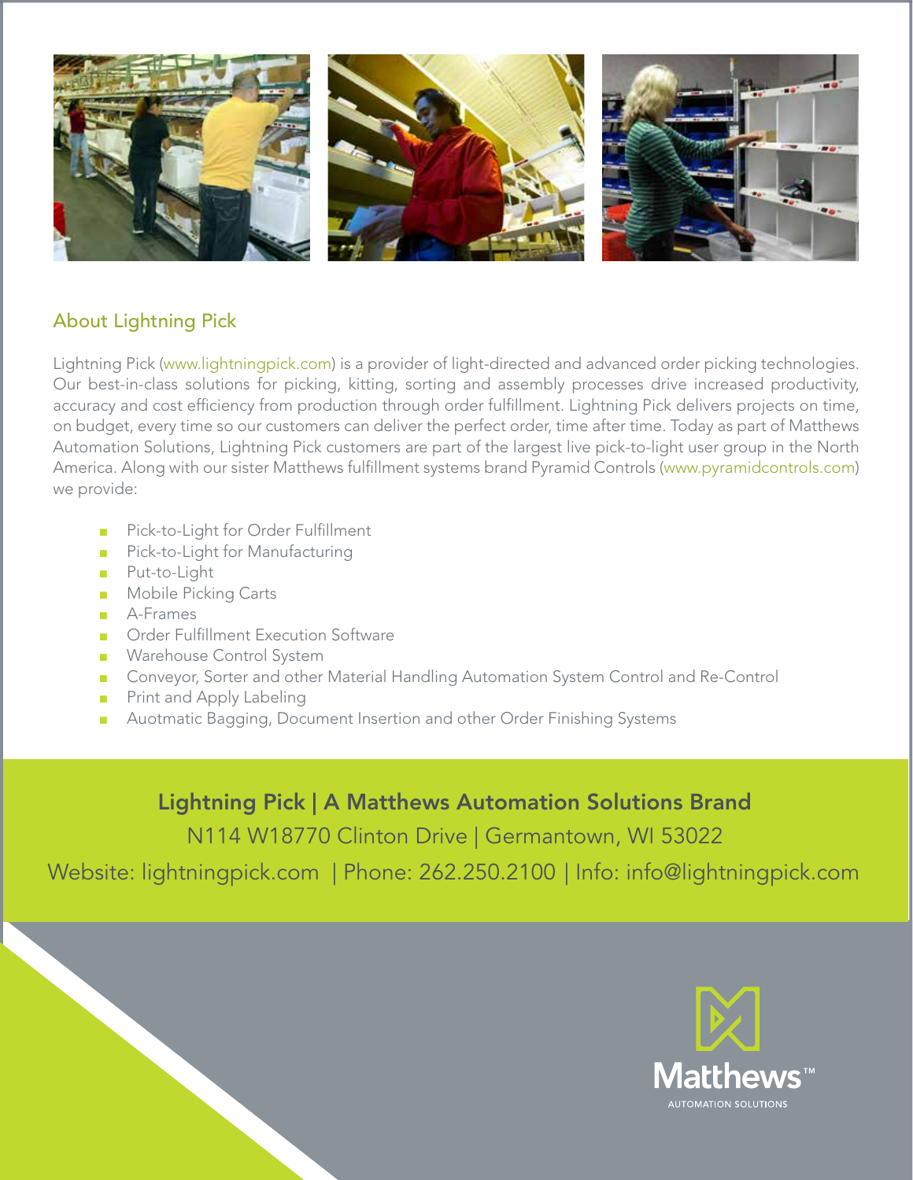## About Lightning Pick

Lightning Pick (www.lightningpick.com) is a provider of light-directed and advanced order picking technologies. Our best-in-class solutions for picking, kitting, sorting and assembly processes drive increased productivity, accuracy and cost efficiency from production through order fulfillment. Lightning Pick delivers projects on time, on budget, every time so our customers can deliver the perfect order, time after time. Today as part of Matthews Automation Solutions, Lightning Pick customers are part of the largest live pick-to-light user group in the North America. Along with our sister Matthews fulfillment systems brand Pyramid Controls (www.pyramidcontrols.com) we provide:

- Pick-to-Light for Order Fulfillment
- Pick-to-Light for Manufacturing
- Put-to-Light
- Mobile Picking Carts
- A-Frames
- Order Fulfillment Execution Software
- Warehouse Control System
- Conveyor, Sorter and other Material Handling Automation System Control and Re-Control
- Print and Apply Labeling
- Auotmatic Bagging, Document Insertion and other Order Finishing Systems

**Lightning Pick | A Matthews Automation Solutions Brand**

N114 W18770 Clinton Drive | Germantown, WI 53022

Website: lightningpick.com | Phone: 262.250.2100 | Info: info@lightningpick.com

Matthews™

AUTOMATION SOLUTIONS